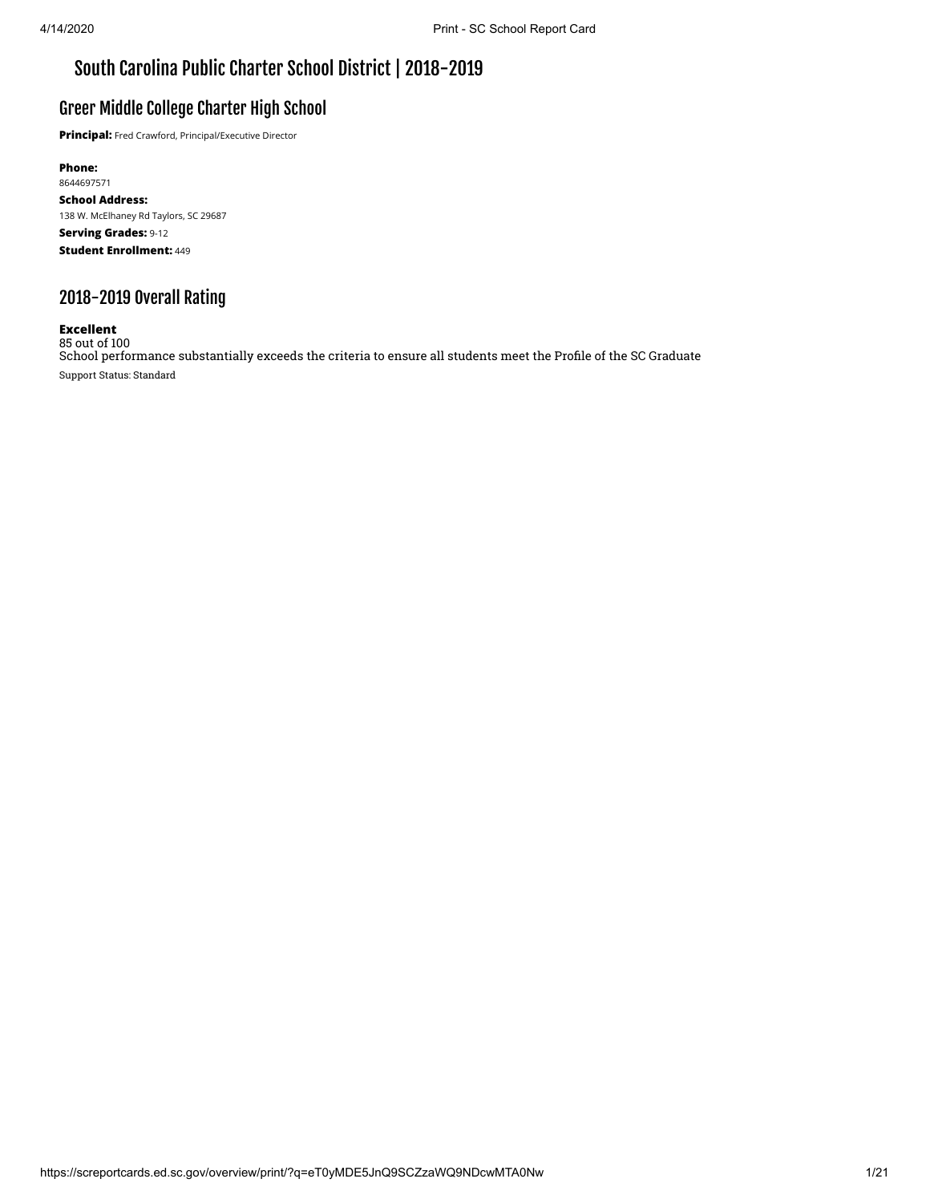# South Carolina Public Charter School District | 2018-2019

## Greer Middle College Charter High School

**Principal:** Fred Crawford, Principal/Executive Director

**Phone:**
8644697571

**School Address:**
138 W. McElhaney Rd Taylors, SC 29687

**Serving Grades:** 9-12

**Student Enrollment:** 449

## 2018-2019 Overall Rating

**Excellent**
85 out of 100
School performance substantially exceeds the criteria to ensure all students meet the Profile of the SC Graduate

Support Status: Standard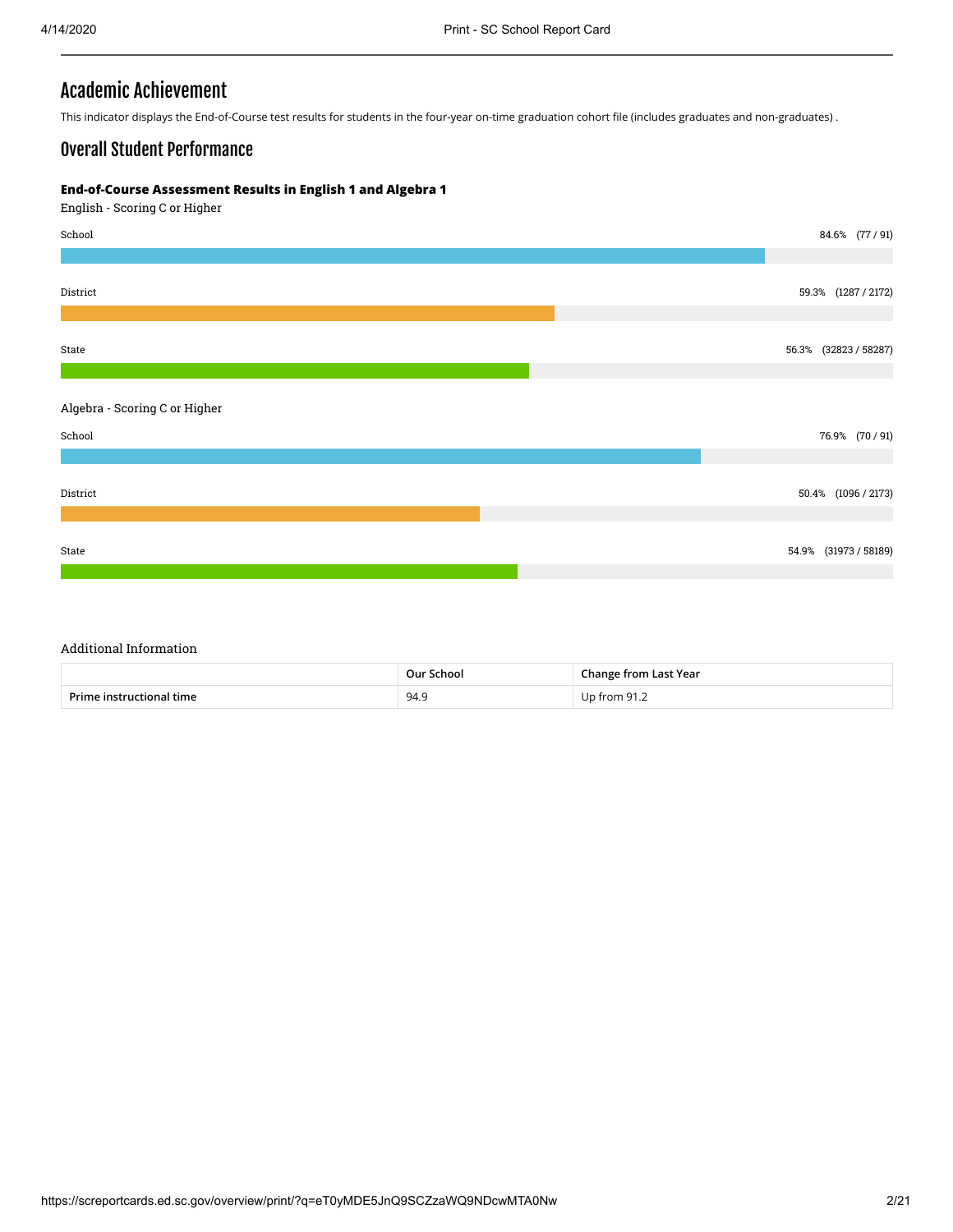# Academic Achievement

This indicator displays the End-of-Course test results for students in the four-year on-time graduation cohort file (includes graduates and non-graduates) .

## Overall Student Performance

**End-of-Course Assessment Results in English 1 and Algebra 1**

English - Scoring C or Higher

| | Percent | Count |
|---|---|---|
| School | 84.6% | (77 / 91) |
| District | 59.3% | (1287 / 2172) |
| State | 56.3% | (32823 / 58287) |

Algebra - Scoring C or Higher

| | Percent | Count |
|---|---|---|
| School | 76.9% | (70 / 91) |
| District | 50.4% | (1096 / 2173) |
| State | 54.9% | (31973 / 58189) |

Additional Information

| | Our School | Change from Last Year |
|---|---|---|
| Prime instructional time | 94.9 | Up from 91.2 |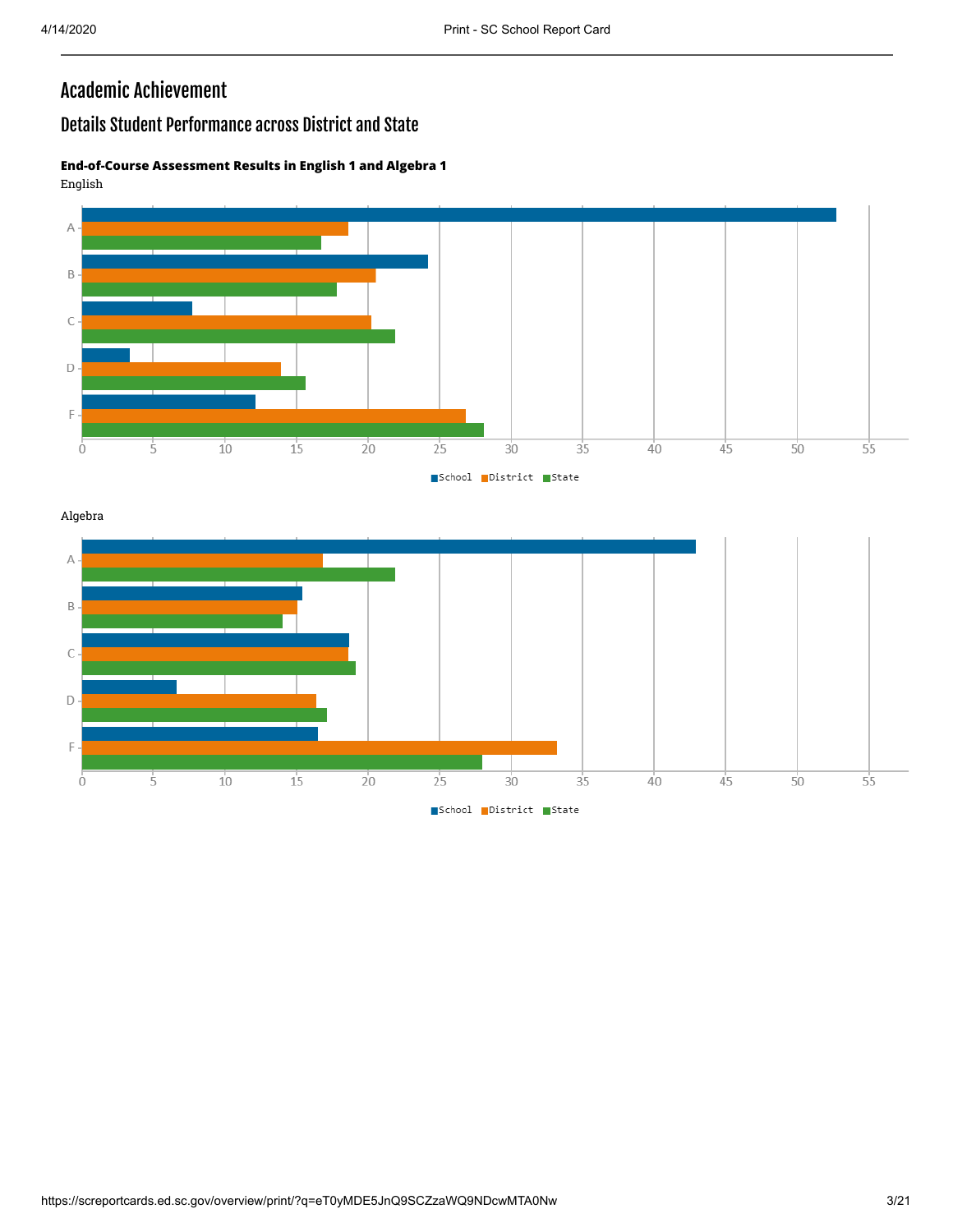# Academic Achievement

## Details Student Performance across District and State

**End-of-Course Assessment Results in English 1 and Algebra 1**

English

A
B
C
D
F

0 5 10 15 20 25 30 35 40 45 50 55

School District State

Algebra

A
B
C
D
F

0 5 10 15 20 25 30 35 40 45 50 55

School District State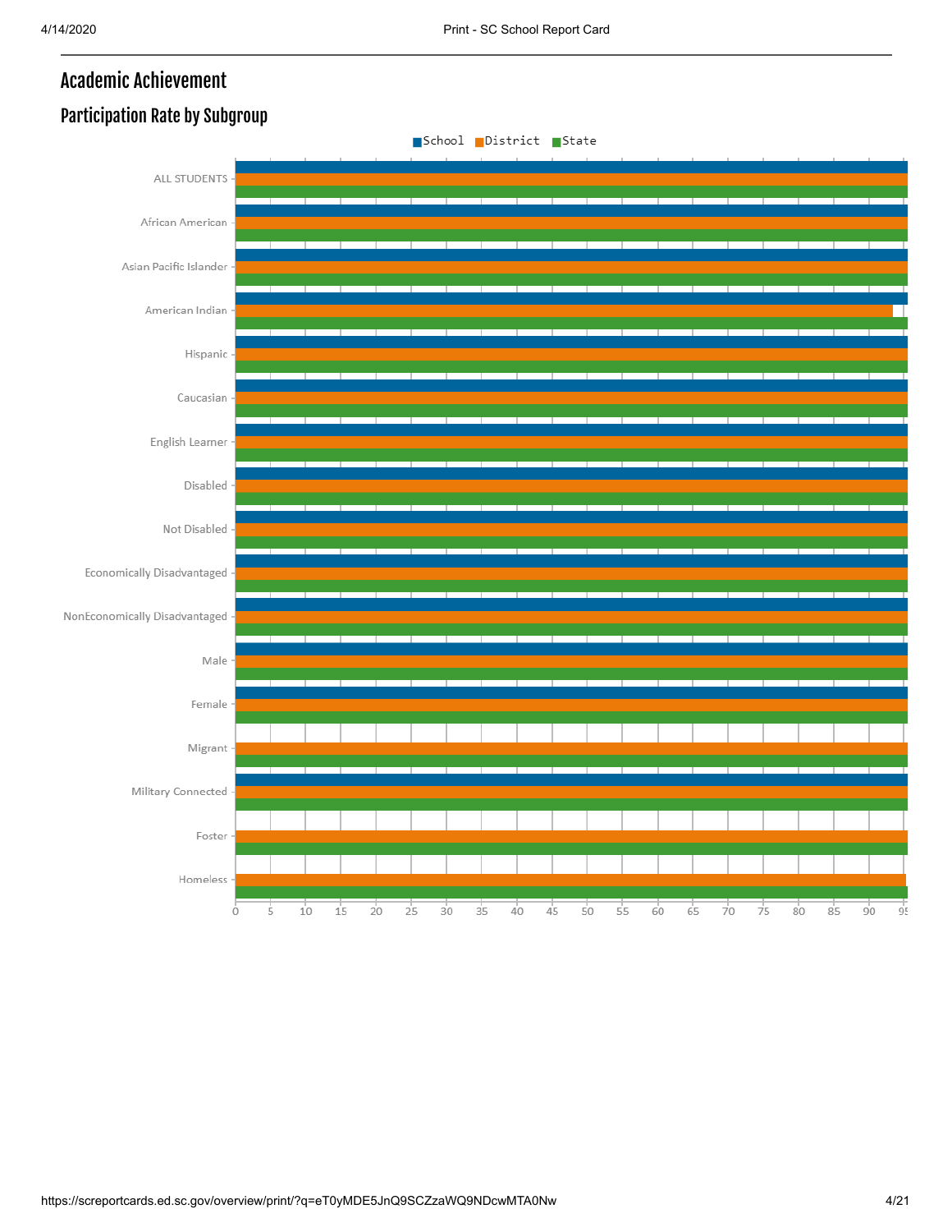# Academic Achievement

## Participation Rate by Subgroup

School | District | State

| Subgroup |
|---|
| ALL STUDENTS |
| African American |
| Asian Pacific Islander |
| American Indian |
| Hispanic |
| Caucasian |
| English Learner |
| Disabled |
| Not Disabled |
| Economically Disadvantaged |
| NonEconomically Disadvantaged |
| Male |
| Female |
| Migrant |
| Military Connected |
| Foster |
| Homeless |

0 5 10 15 20 25 30 35 40 45 50 55 60 65 70 75 80 85 90 95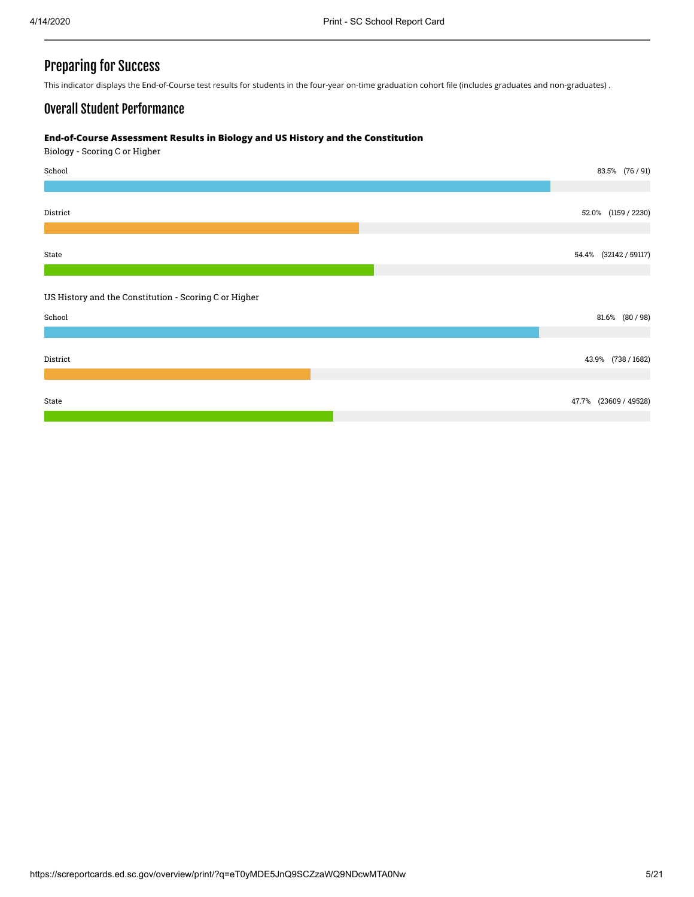## Preparing for Success

This indicator displays the End-of-Course test results for students in the four-year on-time graduation cohort file (includes graduates and non-graduates) .

## Overall Student Performance

**End-of-Course Assessment Results in Biology and US History and the Constitution**

Biology - Scoring C or Higher

| | |
|---|---|
| School | 83.5% (76 / 91) |
| District | 52.0% (1159 / 2230) |
| State | 54.4% (32142 / 59117) |

US History and the Constitution - Scoring C or Higher

| | |
|---|---|
| School | 81.6% (80 / 98) |
| District | 43.9% (738 / 1682) |
| State | 47.7% (23609 / 49528) |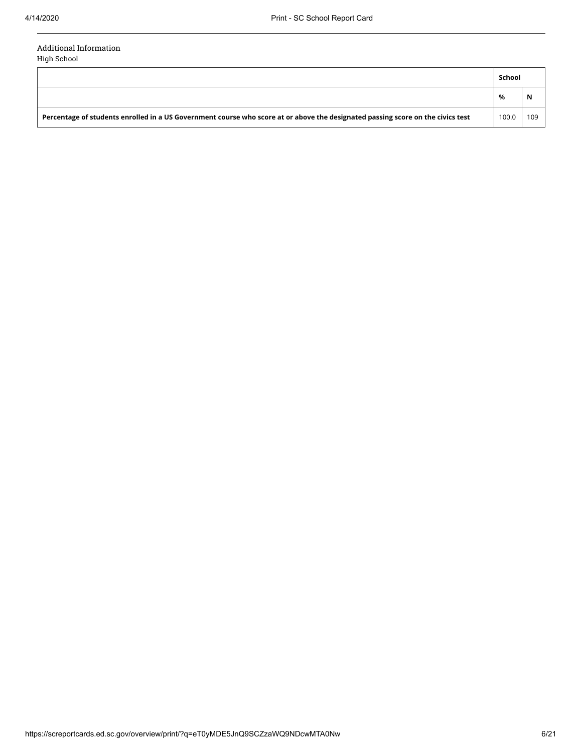## Additional Information

### High School

| | School | |
|---|---|---|
| | % | N |
| **Percentage of students enrolled in a US Government course who score at or above the designated passing score on the civics test** | 100.0 | 109 |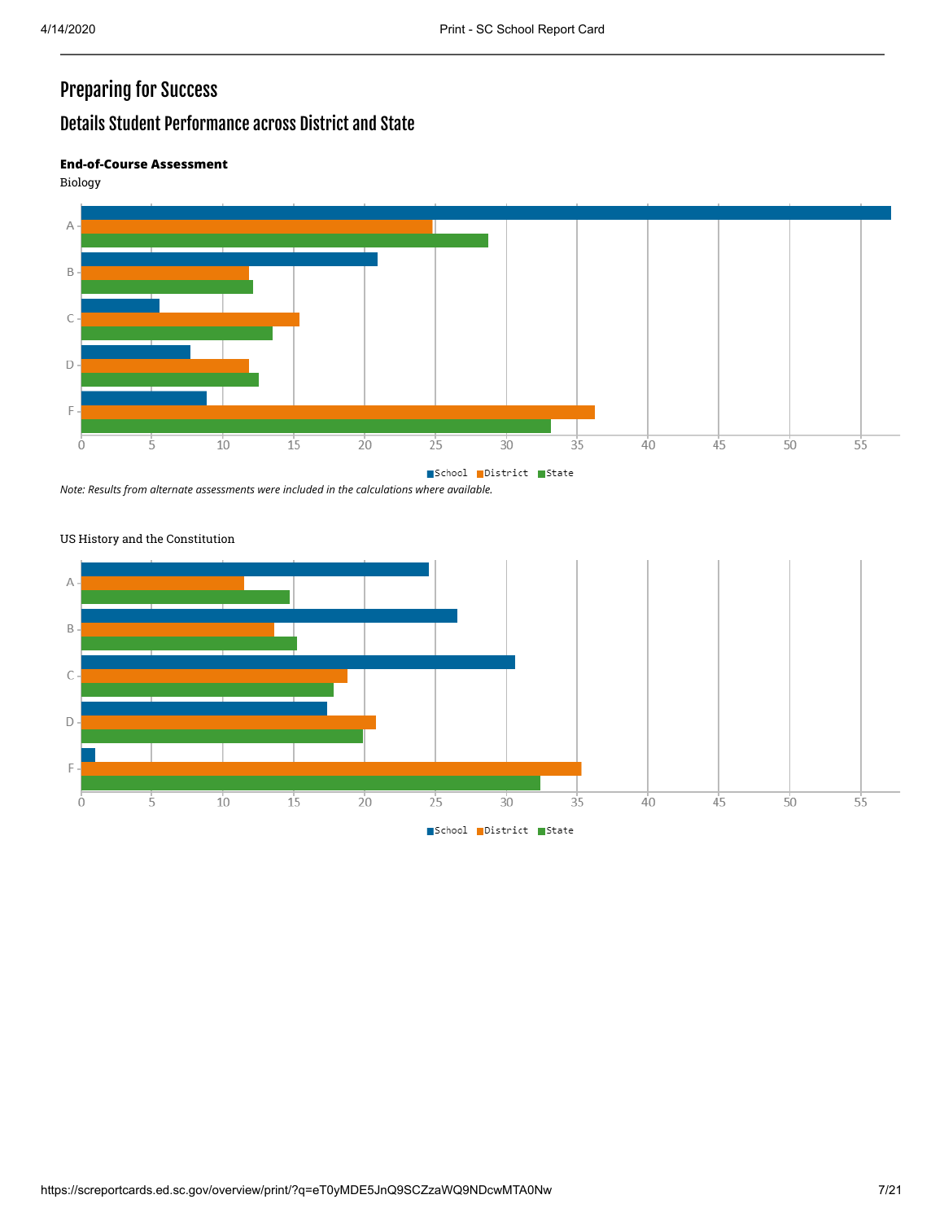# Preparing for Success

## Details Student Performance across District and State

**End-of-Course Assessment**

Biology

A
B
C
D
F

0 5 10 15 20 25 30 35 40 45 50 55

School District State

*Note: Results from alternate assessments were included in the calculations where available.*

US History and the Constitution

A
B
C
D
F

0 5 10 15 20 25 30 35 40 45 50 55

School District State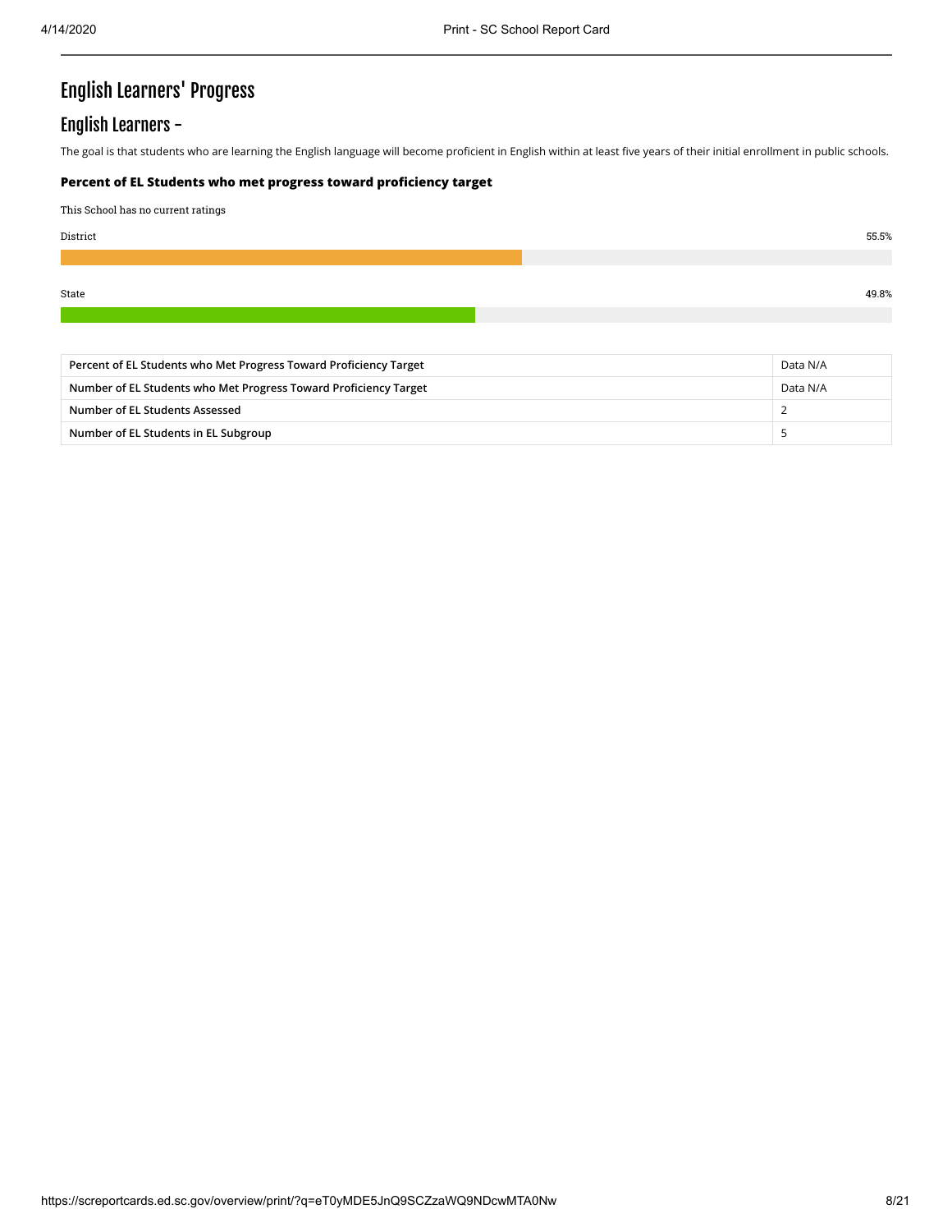# English Learners' Progress

## English Learners -

The goal is that students who are learning the English language will become proficient in English within at least five years of their initial enrollment in public schools.

**Percent of EL Students who met progress toward proficiency target**

This School has no current ratings

District 55.5%

State 49.8%

| Percent of EL Students who Met Progress Toward Proficiency Target | Data N/A |
|---|---|
| Number of EL Students who Met Progress Toward Proficiency Target | Data N/A |
| Number of EL Students Assessed | 2 |
| Number of EL Students in EL Subgroup | 5 |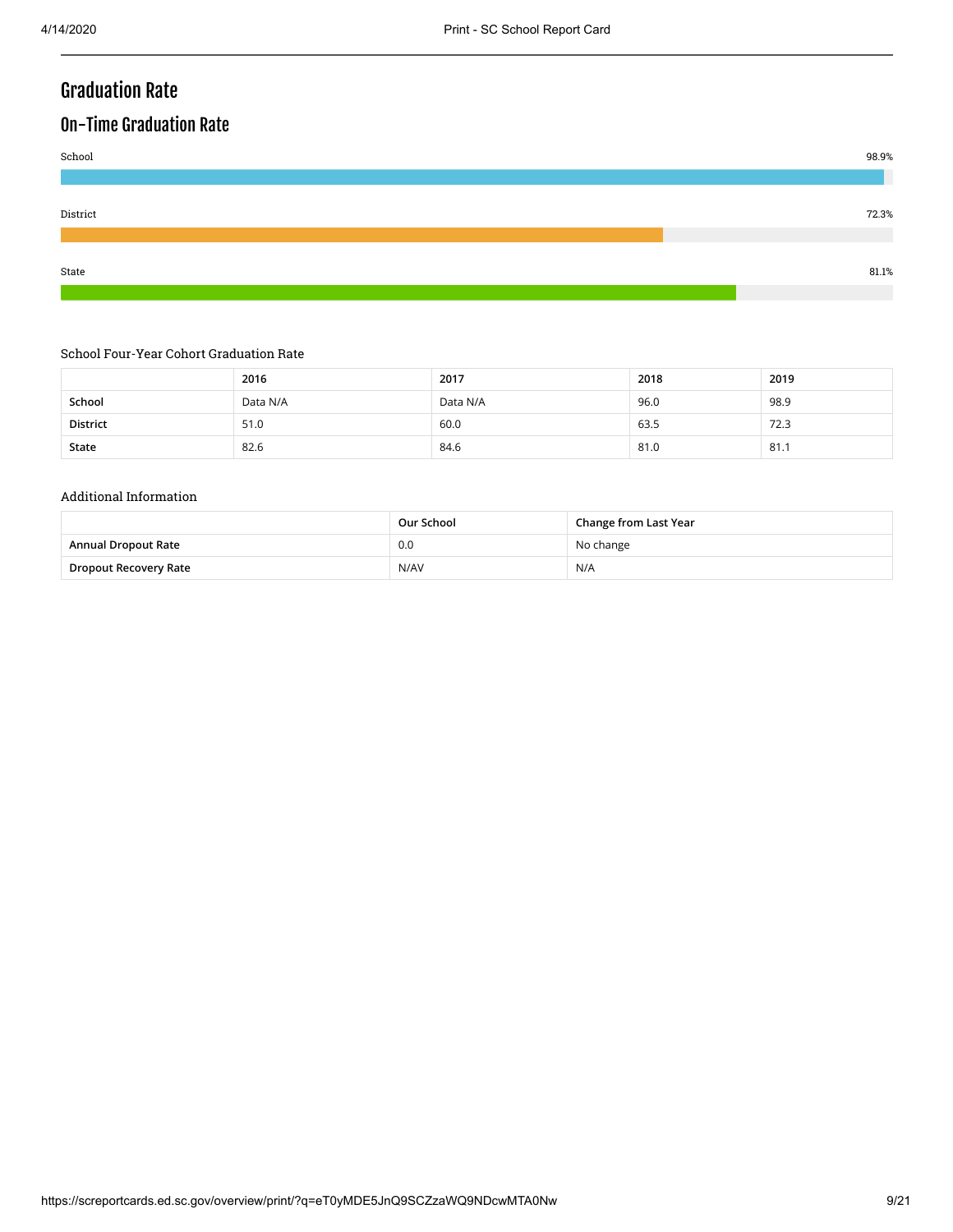# Graduation Rate

## On-Time Graduation Rate

School 98.9%

District 72.3%

State 81.1%

School Four-Year Cohort Graduation Rate

| | 2016 | 2017 | 2018 | 2019 |
|---|---|---|---|---|
| **School** | Data N/A | Data N/A | 96.0 | 98.9 |
| **District** | 51.0 | 60.0 | 63.5 | 72.3 |
| **State** | 82.6 | 84.6 | 81.0 | 81.1 |

Additional Information

| | Our School | Change from Last Year |
|---|---|---|
| **Annual Dropout Rate** | 0.0 | No change |
| **Dropout Recovery Rate** | N/AV | N/A |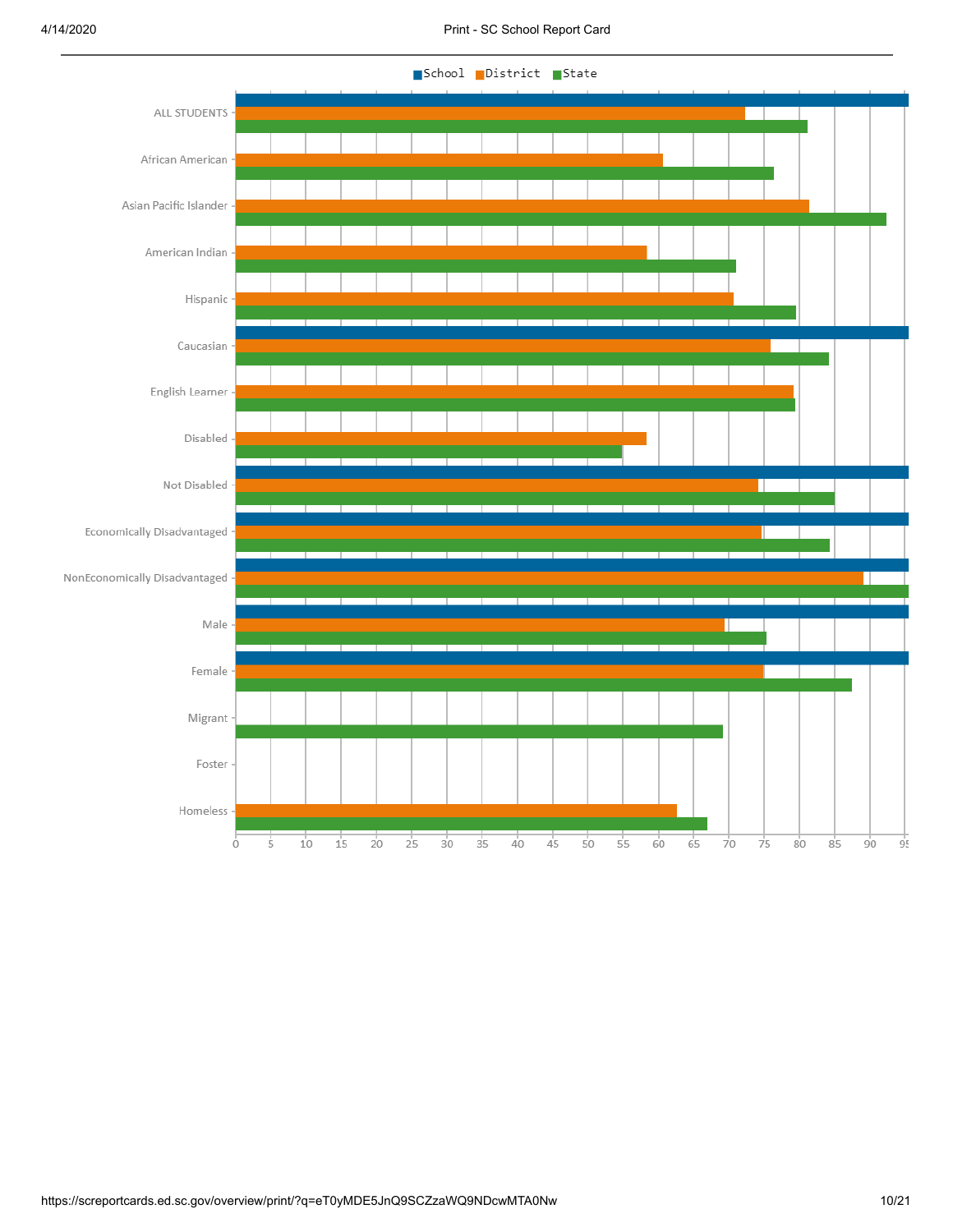■School ■District ■State

| Group | School | District | State |
|---|---|---|---|
| ALL STUDENTS | | | |
| African American | | | |
| Asian Pacific Islander | | | |
| American Indian | | | |
| Hispanic | | | |
| Caucasian | | | |
| English Learner | | | |
| Disabled | | | |
| Not Disabled | | | |
| Economically Disadvantaged | | | |
| NonEconomically Disadvantaged | | | |
| Male | | | |
| Female | | | |
| Migrant | | | |
| Foster | | | |
| Homeless | | | |

0 5 10 15 20 25 30 35 40 45 50 55 60 65 70 75 80 85 90 95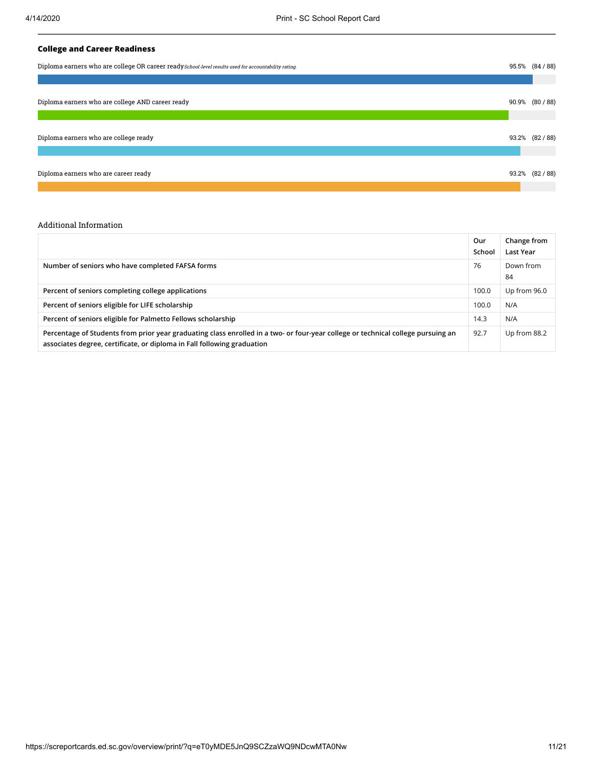### College and Career Readiness

Diploma earners who are college OR career ready *School-level results used for accountability rating.* — 95.5% (84 / 88)

Diploma earners who are college AND career ready — 90.9% (80 / 88)

Diploma earners who are college ready — 93.2% (82 / 88)

Diploma earners who are career ready — 93.2% (82 / 88)

Additional Information

| | Our School | Change from Last Year |
|---|---|---|
| Number of seniors who have completed FAFSA forms | 76 | Down from 84 |
| Percent of seniors completing college applications | 100.0 | Up from 96.0 |
| Percent of seniors eligible for LIFE scholarship | 100.0 | N/A |
| Percent of seniors eligible for Palmetto Fellows scholarship | 14.3 | N/A |
| Percentage of Students from prior year graduating class enrolled in a two- or four-year college or technical college pursuing an associates degree, certificate, or diploma in Fall following graduation | 92.7 | Up from 88.2 |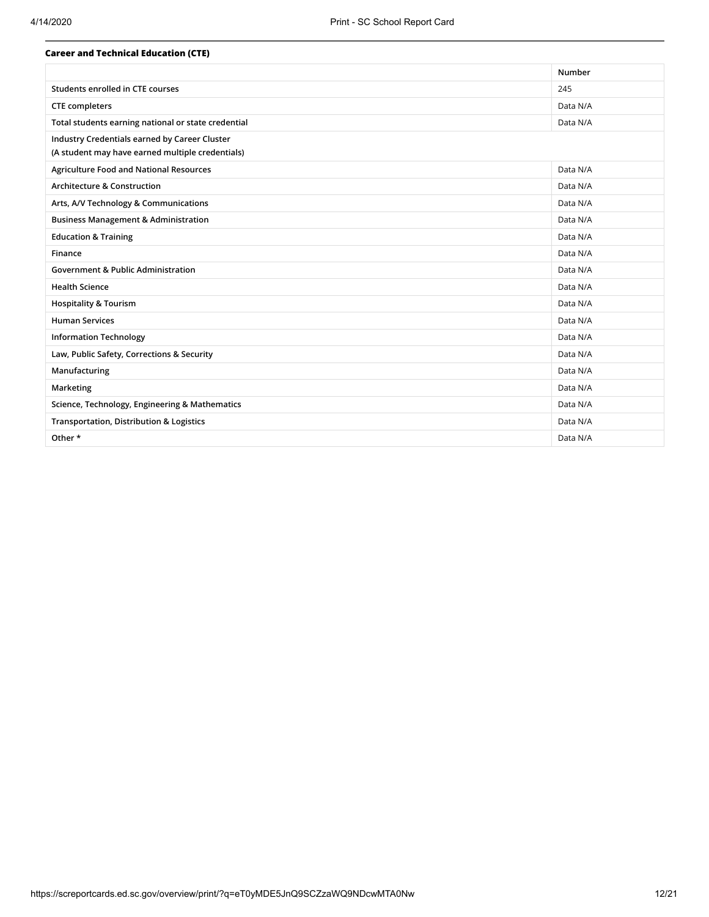**Career and Technical Education (CTE)**

| | Number |
|---|---|
| Students enrolled in CTE courses | 245 |
| CTE completers | Data N/A |
| Total students earning national or state credential | Data N/A |
| Industry Credentials earned by Career Cluster (A student may have earned multiple credentials) | |
| Agriculture Food and National Resources | Data N/A |
| Architecture & Construction | Data N/A |
| Arts, A/V Technology & Communications | Data N/A |
| Business Management & Administration | Data N/A |
| Education & Training | Data N/A |
| Finance | Data N/A |
| Government & Public Administration | Data N/A |
| Health Science | Data N/A |
| Hospitality & Tourism | Data N/A |
| Human Services | Data N/A |
| Information Technology | Data N/A |
| Law, Public Safety, Corrections & Security | Data N/A |
| Manufacturing | Data N/A |
| Marketing | Data N/A |
| Science, Technology, Engineering & Mathematics | Data N/A |
| Transportation, Distribution & Logistics | Data N/A |
| Other * | Data N/A |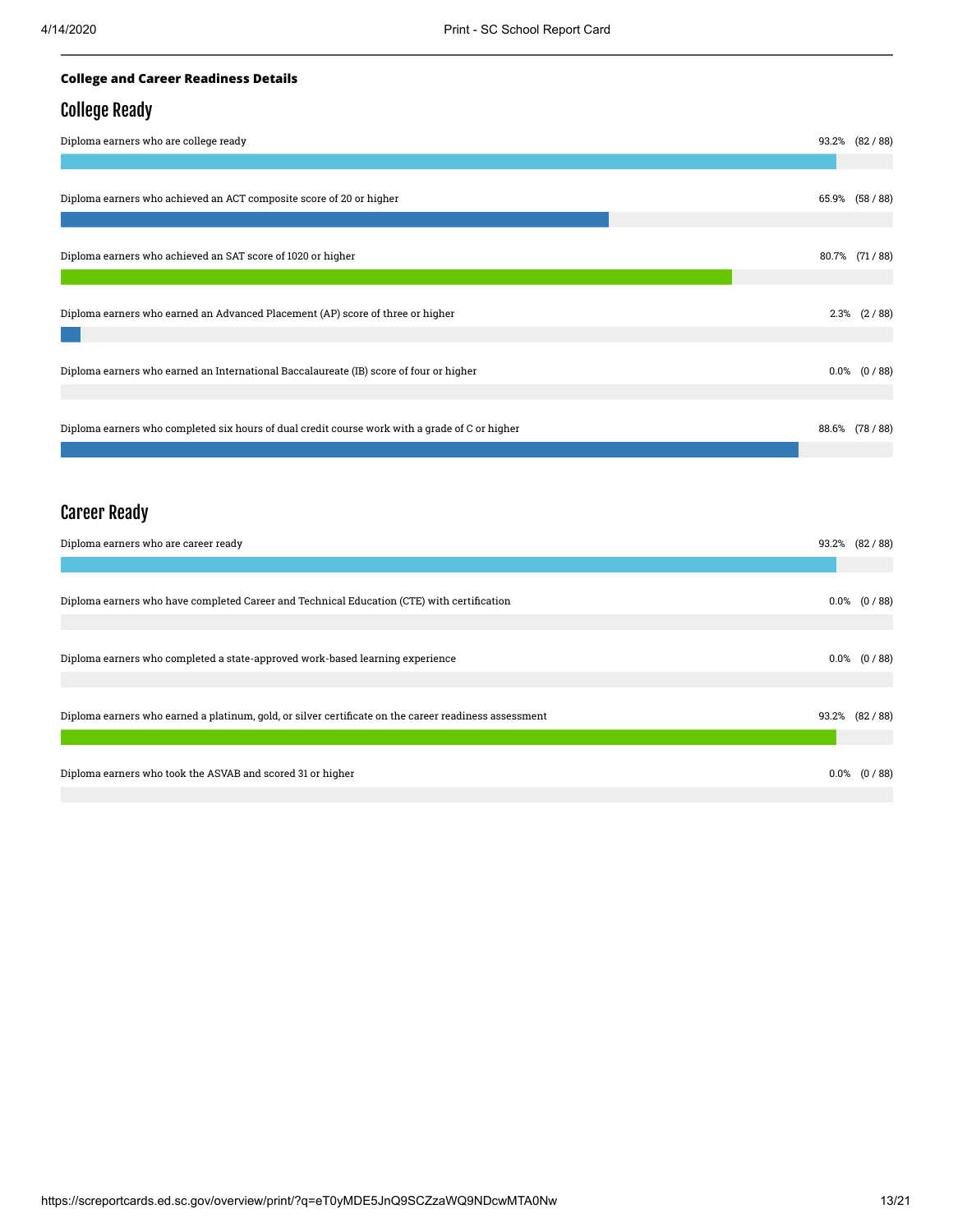**College and Career Readiness Details**

## College Ready

Diploma earners who are college ready 93.2% (82 / 88)

Diploma earners who achieved an ACT composite score of 20 or higher 65.9% (58 / 88)

Diploma earners who achieved an SAT score of 1020 or higher 80.7% (71 / 88)

Diploma earners who earned an Advanced Placement (AP) score of three or higher 2.3% (2 / 88)

Diploma earners who earned an International Baccalaureate (IB) score of four or higher 0.0% (0 / 88)

Diploma earners who completed six hours of dual credit course work with a grade of C or higher 88.6% (78 / 88)

## Career Ready

Diploma earners who are career ready 93.2% (82 / 88)

Diploma earners who have completed Career and Technical Education (CTE) with certification 0.0% (0 / 88)

Diploma earners who completed a state-approved work-based learning experience 0.0% (0 / 88)

Diploma earners who earned a platinum, gold, or silver certificate on the career readiness assessment 93.2% (82 / 88)

Diploma earners who took the ASVAB and scored 31 or higher 0.0% (0 / 88)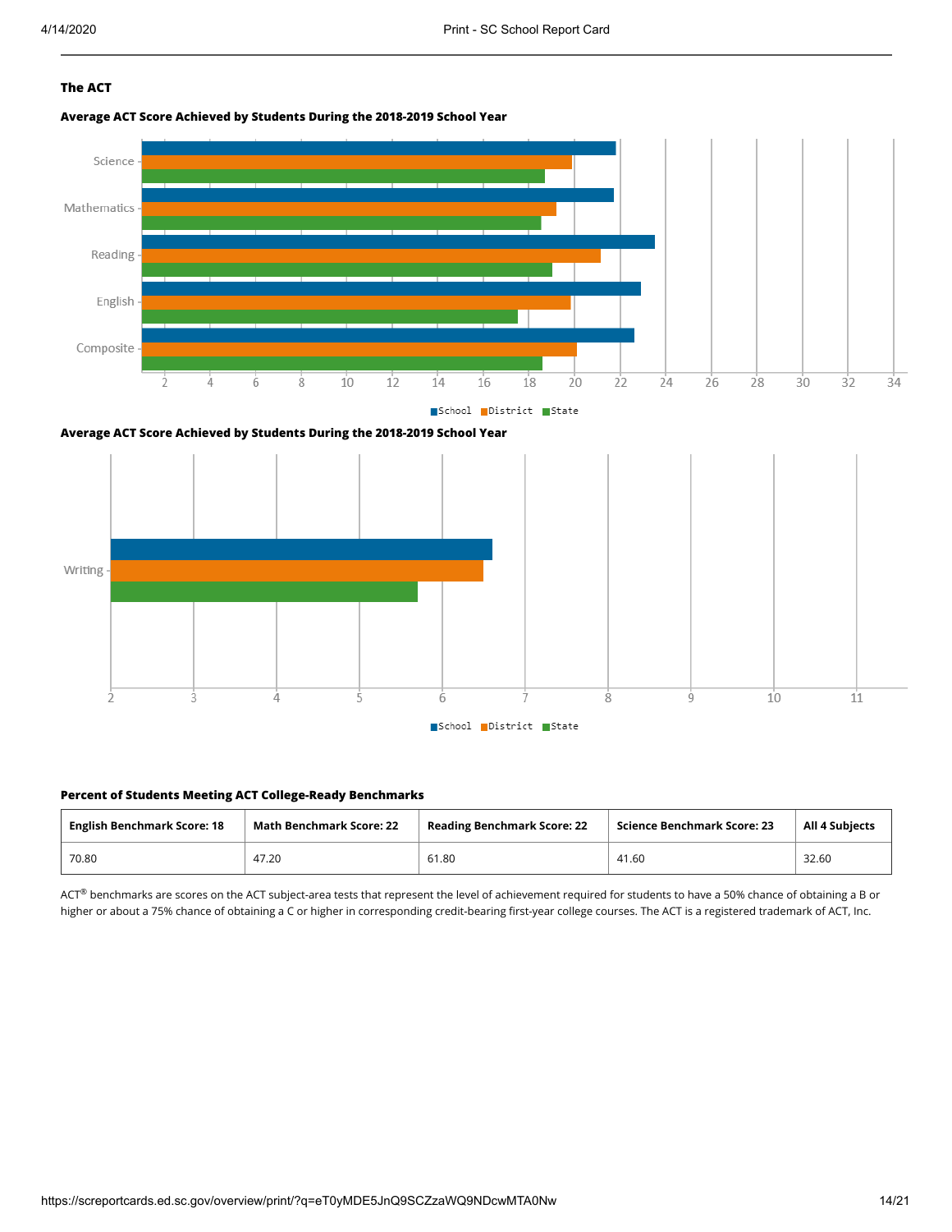## The ACT

**Average ACT Score Achieved by Students During the 2018-2019 School Year**

Science
Mathematics
Reading
English
Composite

2 4 6 8 10 12 14 16 18 20 22 24 26 28 30 32 34

School District State

**Average ACT Score Achieved by Students During the 2018-2019 School Year**

Writing

2 3 4 5 6 7 8 9 10 11

School District State

**Percent of Students Meeting ACT College-Ready Benchmarks**

| English Benchmark Score: 18 | Math Benchmark Score: 22 | Reading Benchmark Score: 22 | Science Benchmark Score: 23 | All 4 Subjects |
|---|---|---|---|---|
| 70.80 | 47.20 | 61.80 | 41.60 | 32.60 |

ACT® benchmarks are scores on the ACT subject-area tests that represent the level of achievement required for students to have a 50% chance of obtaining a B or higher or about a 75% chance of obtaining a C or higher in corresponding credit-bearing first-year college courses. The ACT is a registered trademark of ACT, Inc.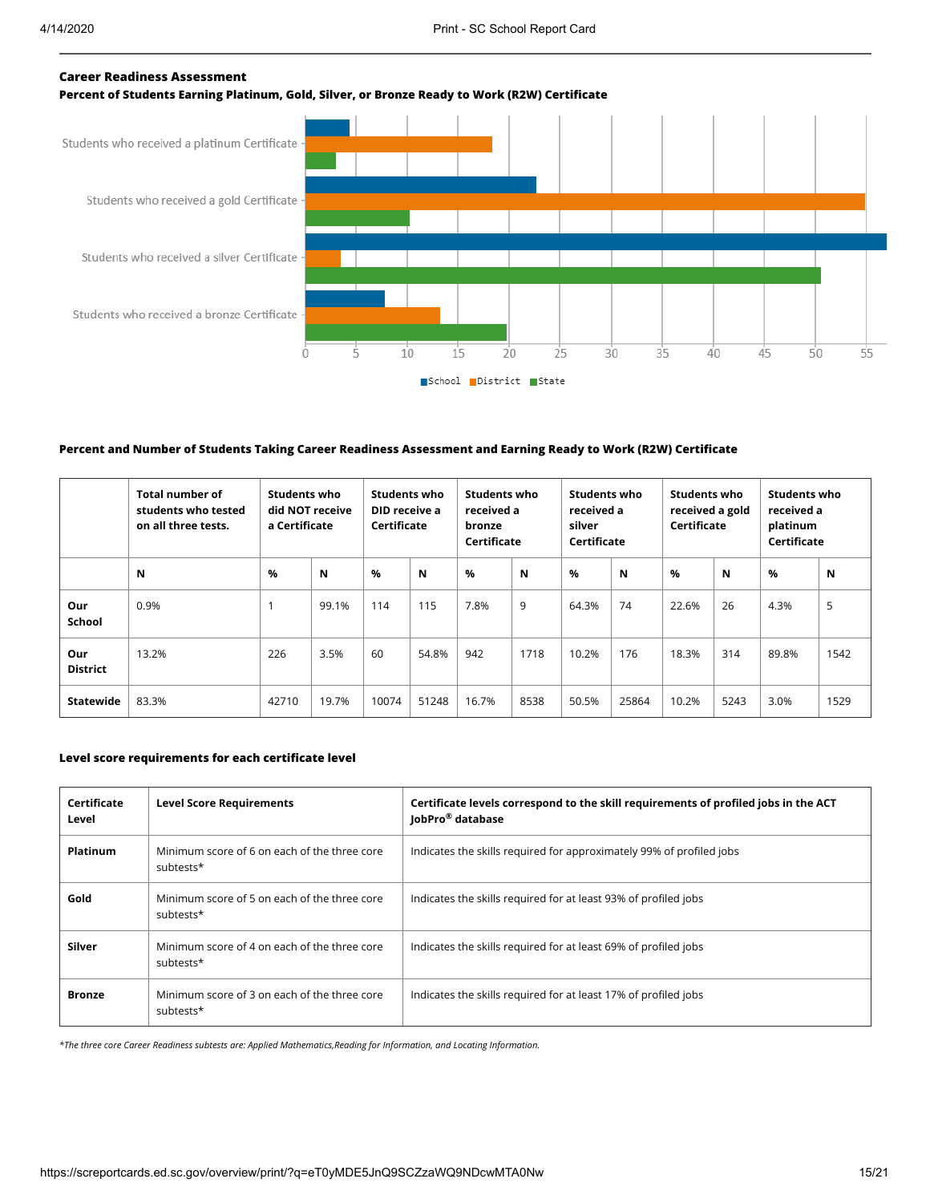### Career Readiness Assessment

**Percent of Students Earning Platinum, Gold, Silver, or Bronze Ready to Work (R2W) Certificate**

| | School | District | State |
|---|---|---|---|
| Students who received a platinum Certificate | | | |
| Students who received a gold Certificate | | | |
| Students who received a silver Certificate | | | |
| Students who received a bronze Certificate | | | |

■School ■District ■State

**Percent and Number of Students Taking Career Readiness Assessment and Earning Ready to Work (R2W) Certificate**

| | Total number of students who tested on all three tests. | Students who did NOT receive a Certificate | | Students who DID receive a Certificate | | Students who received a bronze Certificate | | Students who received a silver Certificate | | Students who received a gold Certificate | | Students who received a platinum Certificate | |
|---|---|---|---|---|---|---|---|---|---|---|---|---|---|
| | N | % | N | % | N | % | N | % | N | % | N | % | N |
| Our School | 0.9% | 1 | 99.1% | 114 | 115 | 7.8% | 9 | 64.3% | 74 | 22.6% | 26 | 4.3% | 5 |
| Our District | 13.2% | 226 | 3.5% | 60 | 54.8% | 942 | 1718 | 10.2% | 176 | 18.3% | 314 | 89.8% | 1542 |
| Statewide | 83.3% | 42710 | 19.7% | 10074 | 51248 | 16.7% | 8538 | 50.5% | 25864 | 10.2% | 5243 | 3.0% | 1529 |

**Level score requirements for each certificate level**

| Certificate Level | Level Score Requirements | Certificate levels correspond to the skill requirements of profiled jobs in the ACT JobPro® database |
|---|---|---|
| **Platinum** | Minimum score of 6 on each of the three core subtests* | Indicates the skills required for approximately 99% of profiled jobs |
| **Gold** | Minimum score of 5 on each of the three core subtests* | Indicates the skills required for at least 93% of profiled jobs |
| **Silver** | Minimum score of 4 on each of the three core subtests* | Indicates the skills required for at least 69% of profiled jobs |
| **Bronze** | Minimum score of 3 on each of the three core subtests* | Indicates the skills required for at least 17% of profiled jobs |

*The three core Career Readiness subtests are: Applied Mathematics,Reading for Information, and Locating Information.*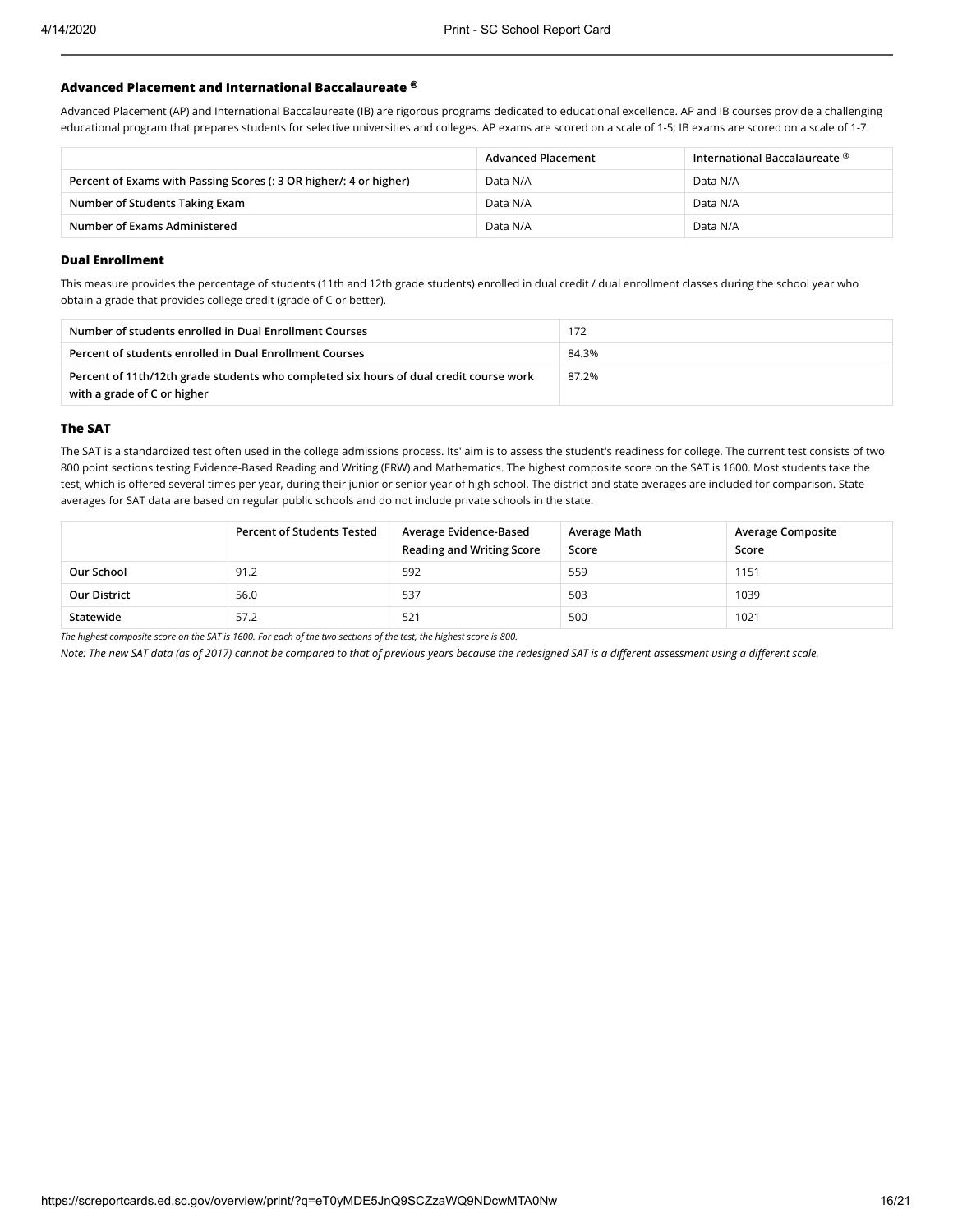### Advanced Placement and International Baccalaureate ®

Advanced Placement (AP) and International Baccalaureate (IB) are rigorous programs dedicated to educational excellence. AP and IB courses provide a challenging educational program that prepares students for selective universities and colleges. AP exams are scored on a scale of 1-5; IB exams are scored on a scale of 1-7.

| | Advanced Placement | International Baccalaureate ® |
|---|---|---|
| Percent of Exams with Passing Scores (: 3 OR higher/: 4 or higher) | Data N/A | Data N/A |
| Number of Students Taking Exam | Data N/A | Data N/A |
| Number of Exams Administered | Data N/A | Data N/A |

### Dual Enrollment

This measure provides the percentage of students (11th and 12th grade students) enrolled in dual credit / dual enrollment classes during the school year who obtain a grade that provides college credit (grade of C or better).

| | |
|---|---|
| Number of students enrolled in Dual Enrollment Courses | 172 |
| Percent of students enrolled in Dual Enrollment Courses | 84.3% |
| Percent of 11th/12th grade students who completed six hours of dual credit course work with a grade of C or higher | 87.2% |

### The SAT

The SAT is a standardized test often used in the college admissions process. Its' aim is to assess the student's readiness for college. The current test consists of two 800 point sections testing Evidence-Based Reading and Writing (ERW) and Mathematics. The highest composite score on the SAT is 1600. Most students take the test, which is offered several times per year, during their junior or senior year of high school. The district and state averages are included for comparison. State averages for SAT data are based on regular public schools and do not include private schools in the state.

| | Percent of Students Tested | Average Evidence-Based Reading and Writing Score | Average Math Score | Average Composite Score |
|---|---|---|---|---|
| Our School | 91.2 | 592 | 559 | 1151 |
| Our District | 56.0 | 537 | 503 | 1039 |
| Statewide | 57.2 | 521 | 500 | 1021 |

*The highest composite score on the SAT is 1600. For each of the two sections of the test, the highest score is 800.*

*Note: The new SAT data (as of 2017) cannot be compared to that of previous years because the redesigned SAT is a different assessment using a different scale.*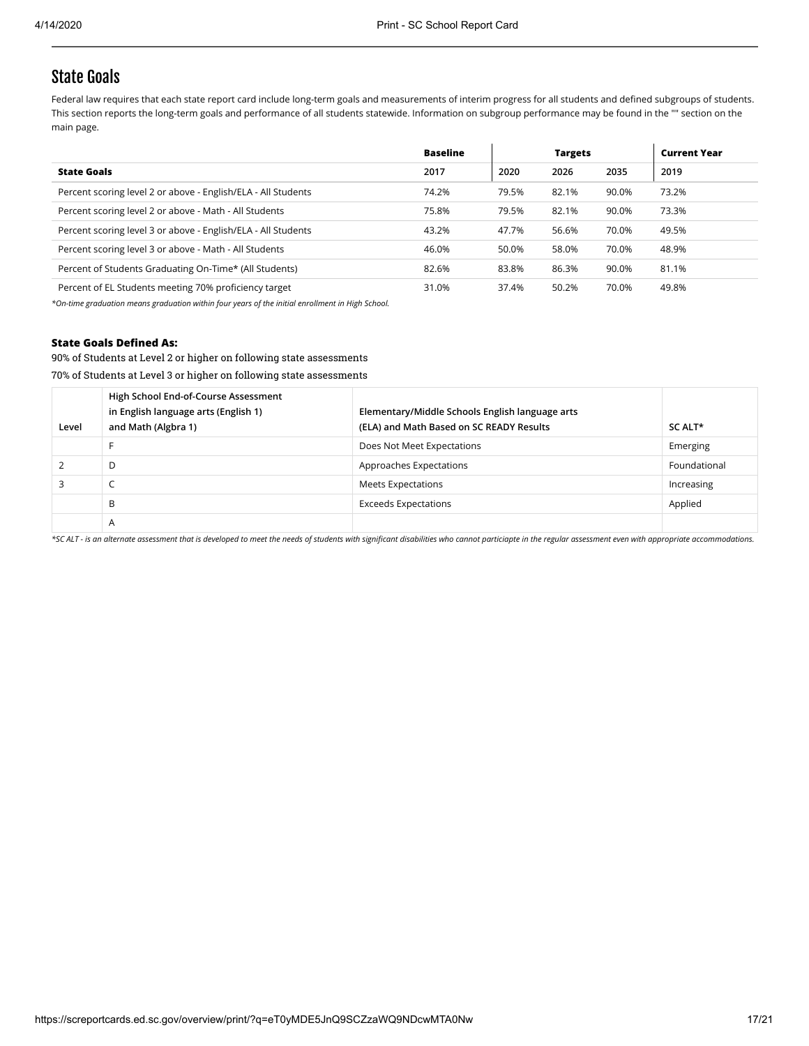## State Goals

Federal law requires that each state report card include long-term goals and measurements of interim progress for all students and defined subgroups of students. This section reports the long-term goals and performance of all students statewide. Information on subgroup performance may be found in the "" section on the main page.

| | Baseline | Targets | | | Current Year |
|---|---|---|---|---|---|
| **State Goals** | 2017 | 2020 | 2026 | 2035 | 2019 |
| Percent scoring level 2 or above - English/ELA - All Students | 74.2% | 79.5% | 82.1% | 90.0% | 73.2% |
| Percent scoring level 2 or above - Math - All Students | 75.8% | 79.5% | 82.1% | 90.0% | 73.3% |
| Percent scoring level 3 or above - English/ELA - All Students | 43.2% | 47.7% | 56.6% | 70.0% | 49.5% |
| Percent scoring level 3 or above - Math - All Students | 46.0% | 50.0% | 58.0% | 70.0% | 48.9% |
| Percent of Students Graduating On-Time* (All Students) | 82.6% | 83.8% | 86.3% | 90.0% | 81.1% |
| Percent of EL Students meeting 70% proficiency target | 31.0% | 37.4% | 50.2% | 70.0% | 49.8% |

*\*On-time graduation means graduation within four years of the initial enrollment in High School.*

**State Goals Defined As:**

90% of Students at Level 2 or higher on following state assessments

70% of Students at Level 3 or higher on following state assessments

| Level | High School End-of-Course Assessment in English language arts (English 1) and Math (Algbra 1) | Elementary/Middle Schools English language arts (ELA) and Math Based on SC READY Results | SC ALT* |
|---|---|---|---|
| | F | Does Not Meet Expectations | Emerging |
| 2 | D | Approaches Expectations | Foundational |
| 3 | C | Meets Expectations | Increasing |
| | B | Exceeds Expectations | Applied |
| | A | | |

*\*SC ALT - is an alternate assessment that is developed to meet the needs of students with significant disabilities who cannot particiapte in the regular assessment even with appropriate accommodations.*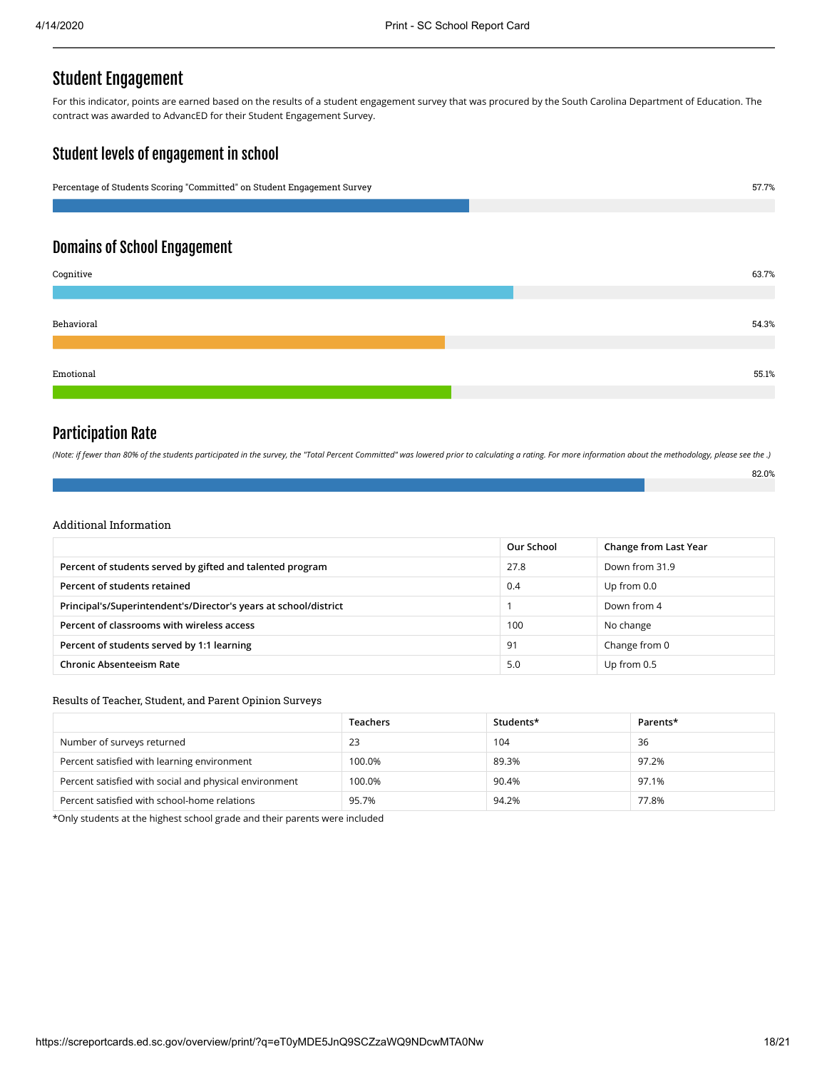## Student Engagement

For this indicator, points are earned based on the results of a student engagement survey that was procured by the South Carolina Department of Education. The contract was awarded to AdvancED for their Student Engagement Survey.

## Student levels of engagement in school

Percentage of Students Scoring "Committed" on Student Engagement Survey: 57.7%

## Domains of School Engagement

Cognitive: 63.7%

Behavioral: 54.3%

Emotional: 55.1%

## Participation Rate

*(Note: if fewer than 80% of the students participated in the survey, the "Total Percent Committed" was lowered prior to calculating a rating. For more information about the methodology, please see the .)*

82.0%

### Additional Information

| | Our School | Change from Last Year |
|---|---|---|
| **Percent of students served by gifted and talented program** | 27.8 | Down from 31.9 |
| **Percent of students retained** | 0.4 | Up from 0.0 |
| **Principal's/Superintendent's/Director's years at school/district** | 1 | Down from 4 |
| **Percent of classrooms with wireless access** | 100 | No change |
| **Percent of students served by 1:1 learning** | 91 | Change from 0 |
| **Chronic Absenteeism Rate** | 5.0 | Up from 0.5 |

### Results of Teacher, Student, and Parent Opinion Surveys

| | Teachers | Students* | Parents* |
|---|---|---|---|
| Number of surveys returned | 23 | 104 | 36 |
| Percent satisfied with learning environment | 100.0% | 89.3% | 97.2% |
| Percent satisfied with social and physical environment | 100.0% | 90.4% | 97.1% |
| Percent satisfied with school-home relations | 95.7% | 94.2% | 77.8% |

*Only students at the highest school grade and their parents were included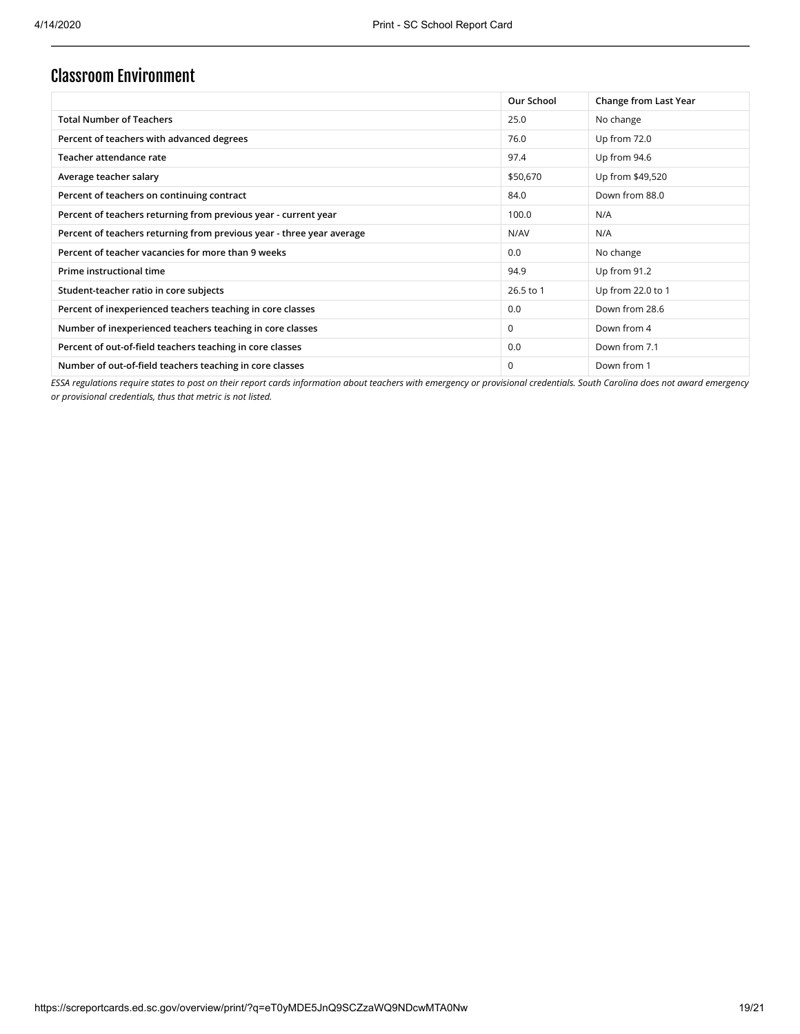## Classroom Environment

| | Our School | Change from Last Year |
|---|---|---|
| Total Number of Teachers | 25.0 | No change |
| Percent of teachers with advanced degrees | 76.0 | Up from 72.0 |
| Teacher attendance rate | 97.4 | Up from 94.6 |
| Average teacher salary | $50,670 | Up from $49,520 |
| Percent of teachers on continuing contract | 84.0 | Down from 88.0 |
| Percent of teachers returning from previous year - current year | 100.0 | N/A |
| Percent of teachers returning from previous year - three year average | N/AV | N/A |
| Percent of teacher vacancies for more than 9 weeks | 0.0 | No change |
| Prime instructional time | 94.9 | Up from 91.2 |
| Student-teacher ratio in core subjects | 26.5 to 1 | Up from 22.0 to 1 |
| Percent of inexperienced teachers teaching in core classes | 0.0 | Down from 28.6 |
| Number of inexperienced teachers teaching in core classes | 0 | Down from 4 |
| Percent of out-of-field teachers teaching in core classes | 0.0 | Down from 7.1 |
| Number of out-of-field teachers teaching in core classes | 0 | Down from 1 |

*ESSA regulations require states to post on their report cards information about teachers with emergency or provisional credentials. South Carolina does not award emergency or provisional credentials, thus that metric is not listed.*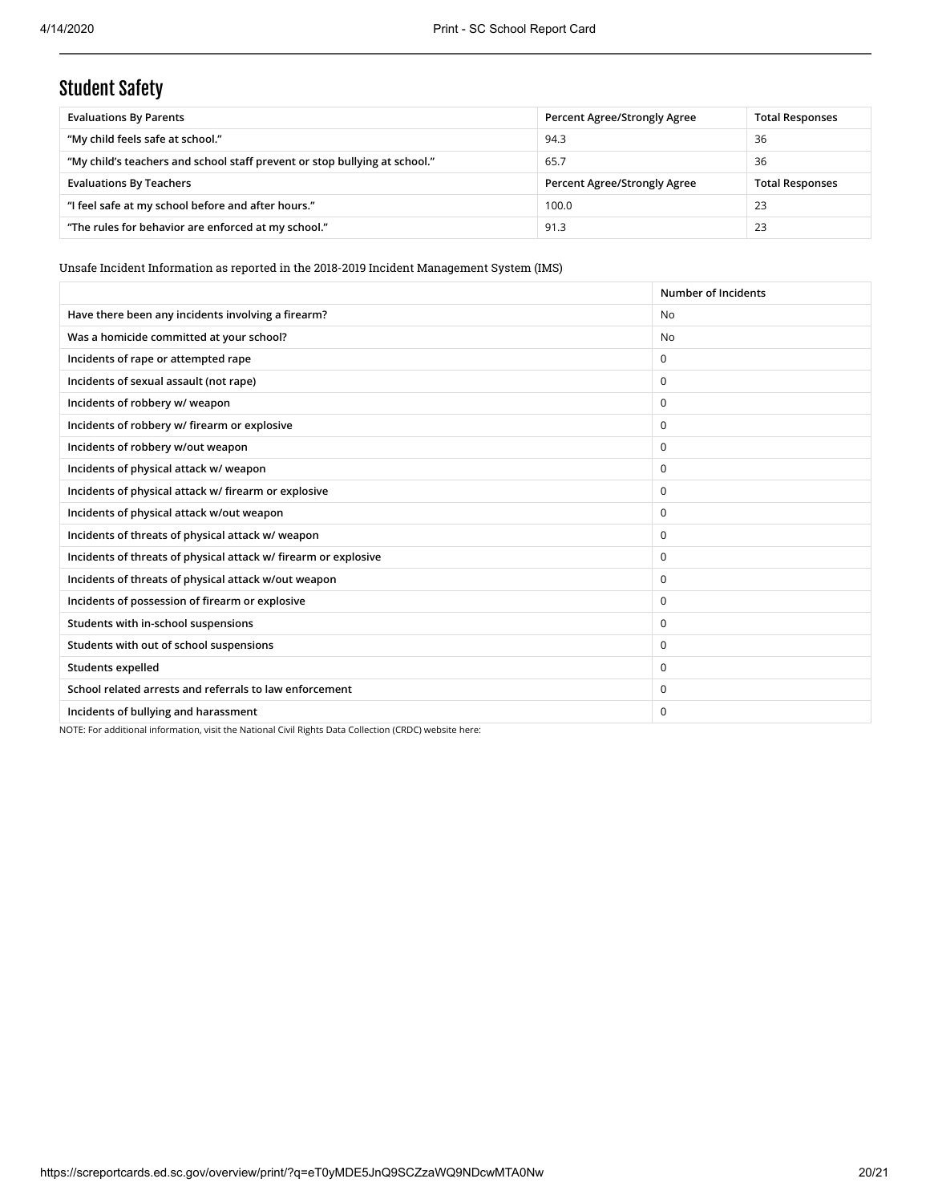## Student Safety

| Evaluations By Parents | Percent Agree/Strongly Agree | Total Responses |
|---|---|---|
| “My child feels safe at school.” | 94.3 | 36 |
| “My child’s teachers and school staff prevent or stop bullying at school.” | 65.7 | 36 |
| **Evaluations By Teachers** | **Percent Agree/Strongly Agree** | **Total Responses** |
| “I feel safe at my school before and after hours.” | 100.0 | 23 |
| “The rules for behavior are enforced at my school.” | 91.3 | 23 |

Unsafe Incident Information as reported in the 2018-2019 Incident Management System (IMS)

| | Number of Incidents |
|---|---|
| Have there been any incidents involving a firearm? | No |
| Was a homicide committed at your school? | No |
| Incidents of rape or attempted rape | 0 |
| Incidents of sexual assault (not rape) | 0 |
| Incidents of robbery w/ weapon | 0 |
| Incidents of robbery w/ firearm or explosive | 0 |
| Incidents of robbery w/out weapon | 0 |
| Incidents of physical attack w/ weapon | 0 |
| Incidents of physical attack w/ firearm or explosive | 0 |
| Incidents of physical attack w/out weapon | 0 |
| Incidents of threats of physical attack w/ weapon | 0 |
| Incidents of threats of physical attack w/ firearm or explosive | 0 |
| Incidents of threats of physical attack w/out weapon | 0 |
| Incidents of possession of firearm or explosive | 0 |
| Students with in-school suspensions | 0 |
| Students with out of school suspensions | 0 |
| Students expelled | 0 |
| School related arrests and referrals to law enforcement | 0 |
| Incidents of bullying and harassment | 0 |

NOTE: For additional information, visit the National Civil Rights Data Collection (CRDC) website here: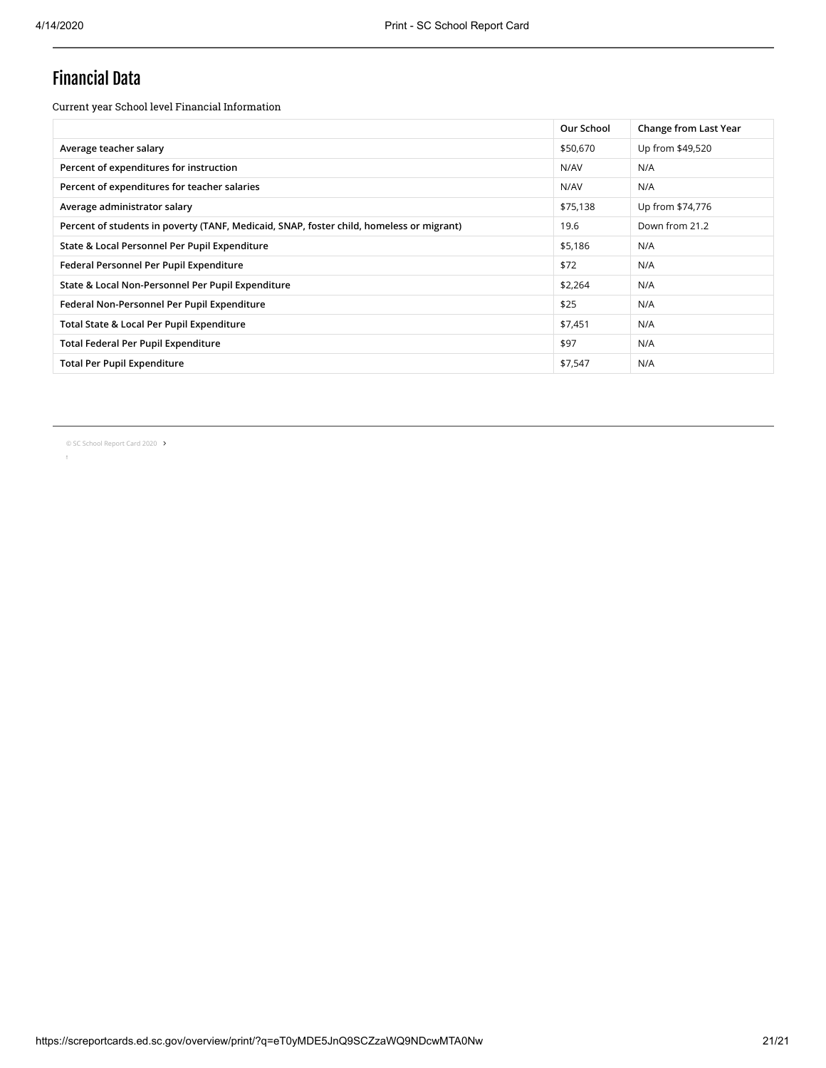## Financial Data

Current year School level Financial Information

| | Our School | Change from Last Year |
|---|---|---|
| Average teacher salary | $50,670 | Up from $49,520 |
| Percent of expenditures for instruction | N/AV | N/A |
| Percent of expenditures for teacher salaries | N/AV | N/A |
| Average administrator salary | $75,138 | Up from $74,776 |
| Percent of students in poverty (TANF, Medicaid, SNAP, foster child, homeless or migrant) | 19.6 | Down from 21.2 |
| State & Local Personnel Per Pupil Expenditure | $5,186 | N/A |
| Federal Personnel Per Pupil Expenditure | $72 | N/A |
| State & Local Non-Personnel Per Pupil Expenditure | $2,264 | N/A |
| Federal Non-Personnel Per Pupil Expenditure | $25 | N/A |
| Total State & Local Per Pupil Expenditure | $7,451 | N/A |
| Total Federal Per Pupil Expenditure | $97 | N/A |
| Total Per Pupil Expenditure | $7,547 | N/A |

© SC School Report Card 2020